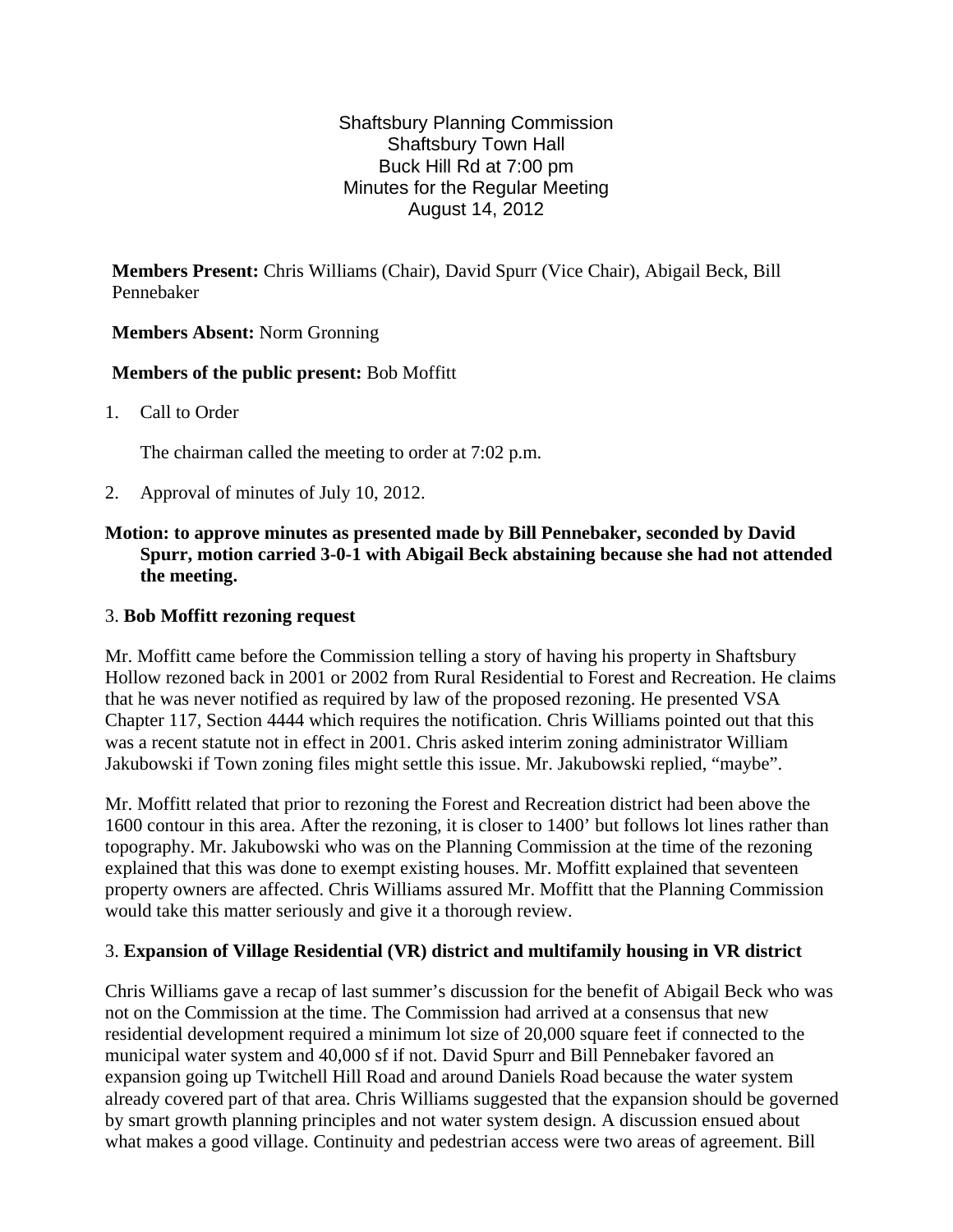Shaftsbury Planning Commission
Shaftsbury Town Hall
Buck Hill Rd at 7:00 pm
Minutes for the Regular Meeting
August 14, 2012

**Members Present:** Chris Williams (Chair), David Spurr (Vice Chair), Abigail Beck, Bill Pennebaker

**Members Absent:** Norm Gronning

**Members of the public present:** Bob Moffitt

1. Call to Order

   The chairman called the meeting to order at 7:02 p.m.

2. Approval of minutes of July 10, 2012.

**Motion: to approve minutes as presented made by Bill Pennebaker, seconded by David Spurr, motion carried 3-0-1 with Abigail Beck abstaining because she had not attended the meeting.**

3. **Bob Moffitt rezoning request**

Mr. Moffitt came before the Commission telling a story of having his property in Shaftsbury Hollow rezoned back in 2001 or 2002 from Rural Residential to Forest and Recreation. He claims that he was never notified as required by law of the proposed rezoning. He presented VSA Chapter 117, Section 4444 which requires the notification. Chris Williams pointed out that this was a recent statute not in effect in 2001. Chris asked interim zoning administrator William Jakubowski if Town zoning files might settle this issue. Mr. Jakubowski replied, "maybe".

Mr. Moffitt related that prior to rezoning the Forest and Recreation district had been above the 1600 contour in this area. After the rezoning, it is closer to 1400' but follows lot lines rather than topography. Mr. Jakubowski who was on the Planning Commission at the time of the rezoning explained that this was done to exempt existing houses. Mr. Moffitt explained that seventeen property owners are affected. Chris Williams assured Mr. Moffitt that the Planning Commission would take this matter seriously and give it a thorough review.

3. **Expansion of Village Residential (VR) district and multifamily housing in VR district**

Chris Williams gave a recap of last summer's discussion for the benefit of Abigail Beck who was not on the Commission at the time. The Commission had arrived at a consensus that new residential development required a minimum lot size of 20,000 square feet if connected to the municipal water system and 40,000 sf if not. David Spurr and Bill Pennebaker favored an expansion going up Twitchell Hill Road and around Daniels Road because the water system already covered part of that area. Chris Williams suggested that the expansion should be governed by smart growth planning principles and not water system design. A discussion ensued about what makes a good village. Continuity and pedestrian access were two areas of agreement. Bill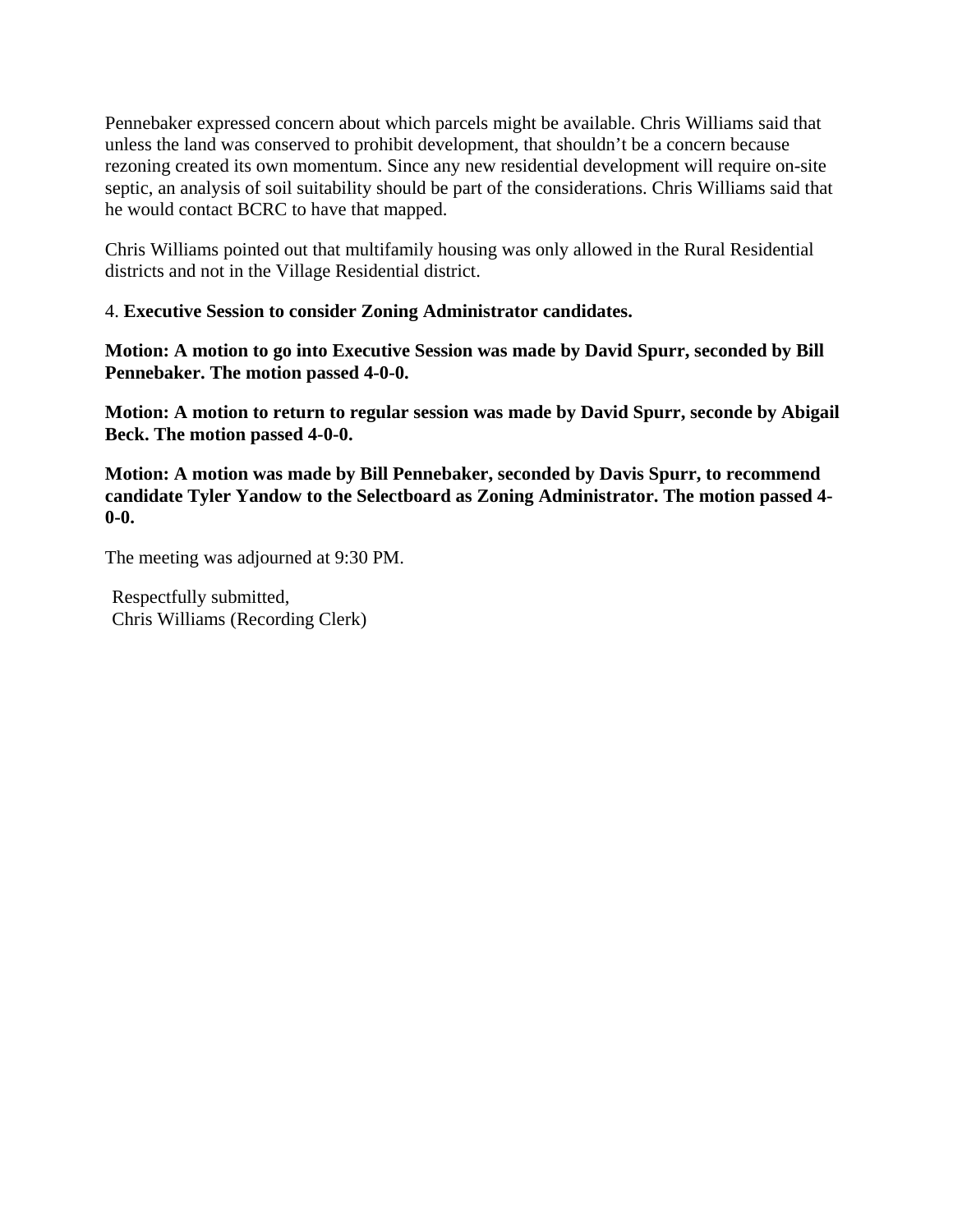Pennebaker expressed concern about which parcels might be available. Chris Williams said that unless the land was conserved to prohibit development, that shouldn't be a concern because rezoning created its own momentum. Since any new residential development will require on-site septic, an analysis of soil suitability should be part of the considerations. Chris Williams said that he would contact BCRC to have that mapped.

Chris Williams pointed out that multifamily housing was only allowed in the Rural Residential districts and not in the Village Residential district.

4. **Executive Session to consider Zoning Administrator candidates.**

**Motion: A motion to go into Executive Session was made by David Spurr, seconded by Bill Pennebaker. The motion passed 4-0-0.**

**Motion: A motion to return to regular session was made by David Spurr, seconde by Abigail Beck. The motion passed 4-0-0.**

**Motion: A motion was made by Bill Pennebaker, seconded by Davis Spurr, to recommend candidate Tyler Yandow to the Selectboard as Zoning Administrator. The motion passed 4-0-0.**

The meeting was adjourned at 9:30 PM.

Respectfully submitted,
Chris Williams (Recording Clerk)